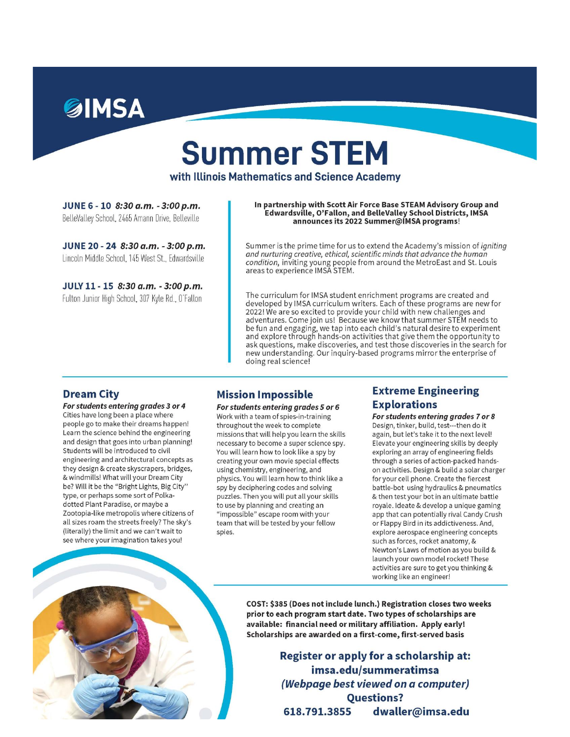# IMSA

# Summer STEM

## with Illinois Mathematics and Science Academy

**JUNE 6 - 10** ***8:30 a.m. - 3:00 p.m.***
BelleValley School, 2465 Amann Drive, Belleville

**JUNE 20 - 24** ***8:30 a.m. - 3:00 p.m.***
Lincoln Middle School, 145 West St., Edwardsville

**JULY 11 - 15** ***8:30 a.m. - 3:00 p.m.***
Fulton Junior High School, 307 Kyle Rd., O'Fallon

**In partnership with Scott Air Force Base STEAM Advisory Group and Edwardsville, O'Fallon, and BelleValley School Districts, IMSA announces its 2022 Summer@IMSA programs!**

Summer is the prime time for us to extend the Academy's mission of *igniting and nurturing creative, ethical, scientific minds that advance the human condition,* inviting young people from around the MetroEast and St. Louis areas to experience IMSA STEM.

The curriculum for IMSA student enrichment programs are created and developed by IMSA curriculum writers. Each of these programs are new for 2022! We are so excited to provide your child with new challenges and adventures. Come join us! Because we know that summer STEM needs to be fun and engaging, we tap into each child's natural desire to experiment and explore through hands-on activities that give them the opportunity to ask questions, make discoveries, and test those discoveries in the search for new understanding. Our inquiry-based programs mirror the enterprise of doing real science!

### Dream City

***For students entering grades 3 or 4***

Cities have long been a place where people go to make their dreams happen! Learn the science behind the engineering and design that goes into urban planning! Students will be introduced to civil engineering and architectural concepts as they design & create skyscrapers, bridges, & windmills! What will your Dream City be? Will it be the "Bright Lights, Big City" type, or perhaps some sort of Polka-dotted Plant Paradise, or maybe a Zootopia-like metropolis where citizens of all sizes roam the streets freely? The sky's (literally) the limit and we can't wait to see where your imagination takes you!

### Mission Impossible

***For students entering grades 5 or 6***

Work with a team of spies-in-training throughout the week to complete missions that will help you learn the skills necessary to become a super science spy. You will learn how to look like a spy by creating your own movie special effects using chemistry, engineering, and physics. You will learn how to think like a spy by deciphering codes and solving puzzles. Then you will put all your skills to use by planning and creating an "impossible" escape room with your team that will be tested by your fellow spies.

### Extreme Engineering Explorations

***For students entering grades 7 or 8***

Design, tinker, build, test---then do it again, but let's take it to the next level! Elevate your engineering skills by deeply exploring an array of engineering fields through a series of action-packed hands-on activities. Design & build a solar charger for your cell phone. Create the fiercest battle-bot using hydraulics & pneumatics & then test your bot in an ultimate battle royale. Ideate & develop a unique gaming app that can potentially rival Candy Crush or Flappy Bird in its addictiveness. And, explore aerospace engineering concepts such as forces, rocket anatomy, & Newton's Laws of motion as you build & launch your own model rocket! These activities are sure to get you thinking & working like an engineer!

**COST: $385 (Does not include lunch.) Registration closes two weeks prior to each program start date. Two types of scholarships are available: financial need or military affiliation. Apply early! Scholarships are awarded on a first-come, first-served basis**

**Register or apply for a scholarship at:**
**imsa.edu/summeratimsa**
***(Webpage best viewed on a computer)***
**Questions?**
**618.791.3855 dwaller@imsa.edu**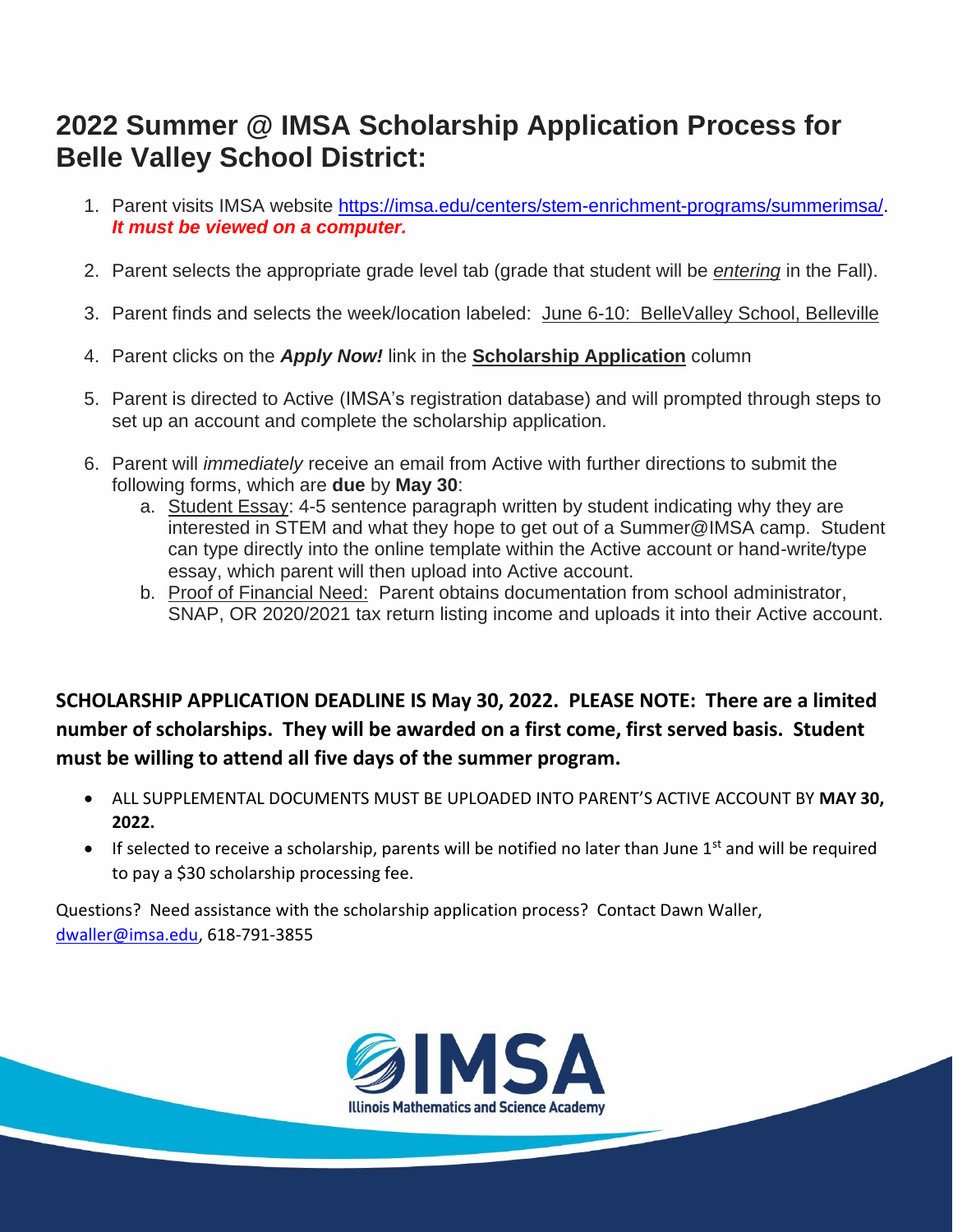# 2022 Summer @ IMSA Scholarship Application Process for Belle Valley School District:

1. Parent visits IMSA website [https://imsa.edu/centers/stem-enrichment-programs/summerimsa/](https://imsa.edu/centers/stem-enrichment-programs/summerimsa/). ***It must be viewed on a computer.***

2. Parent selects the appropriate grade level tab (grade that student will be *entering* in the Fall).

3. Parent finds and selects the week/location labeled: June 6-10: BelleValley School, Belleville

4. Parent clicks on the ***Apply Now!*** link in the **Scholarship Application** column

5. Parent is directed to Active (IMSA's registration database) and will prompted through steps to set up an account and complete the scholarship application.

6. Parent will *immediately* receive an email from Active with further directions to submit the following forms, which are **due** by **May 30**:
   a. Student Essay: 4-5 sentence paragraph written by student indicating why they are interested in STEM and what they hope to get out of a Summer@IMSA camp. Student can type directly into the online template within the Active account or hand-write/type essay, which parent will then upload into Active account.
   b. Proof of Financial Need: Parent obtains documentation from school administrator, SNAP, OR 2020/2021 tax return listing income and uploads it into their Active account.

**SCHOLARSHIP APPLICATION DEADLINE IS May 30, 2022. PLEASE NOTE: There are a limited number of scholarships. They will be awarded on a first come, first served basis. Student must be willing to attend all five days of the summer program.**

- ALL SUPPLEMENTAL DOCUMENTS MUST BE UPLOADED INTO PARENT'S ACTIVE ACCOUNT BY **MAY 30, 2022.**
- If selected to receive a scholarship, parents will be notified no later than June 1st and will be required to pay a $30 scholarship processing fee.

Questions? Need assistance with the scholarship application process? Contact Dawn Waller, [dwaller@imsa.edu](mailto:dwaller@imsa.edu), 618-791-3855

IMSA
Illinois Mathematics and Science Academy